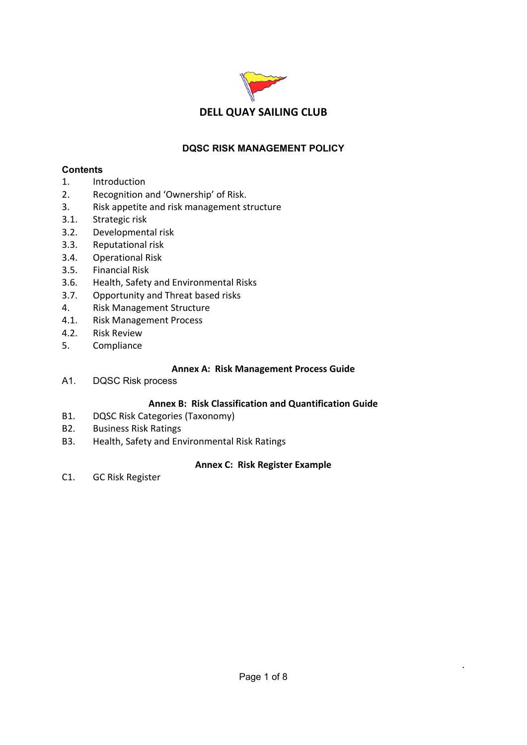# DELL QUAY SAILING CLUB

## DQSC RISK MANAGEMENT POLICY

**Contents**

1. Introduction
2. Recognition and 'Ownership' of Risk.
3. Risk appetite and risk management structure
3.1. Strategic risk
3.2. Developmental risk
3.3. Reputational risk
3.4. Operational Risk
3.5. Financial Risk
3.6. Health, Safety and Environmental Risks
3.7. Opportunity and Threat based risks
4. Risk Management Structure
4.1. Risk Management Process
4.2. Risk Review
5. Compliance

**Annex A: Risk Management Process Guide**

A1. DQSC Risk process

**Annex B: Risk Classification and Quantification Guide**

B1. DQSC Risk Categories (Taxonomy)
B2. Business Risk Ratings
B3. Health, Safety and Environmental Risk Ratings

**Annex C: Risk Register Example**

C1. GC Risk Register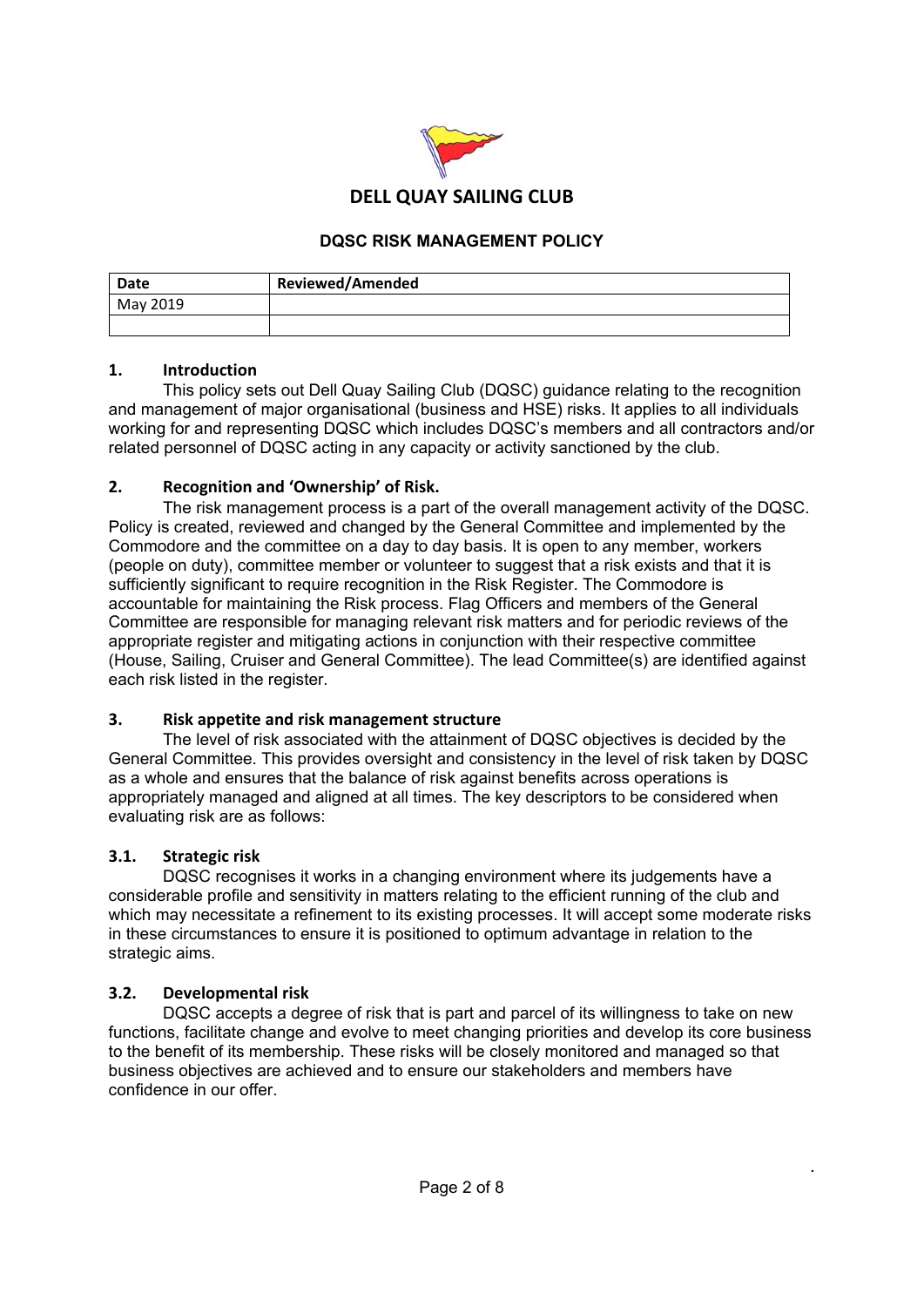# DELL QUAY SAILING CLUB

## DQSC RISK MANAGEMENT POLICY

| Date | Reviewed/Amended |
|---|---|
| May 2019 | |
| | |

### 1. Introduction

This policy sets out Dell Quay Sailing Club (DQSC) guidance relating to the recognition and management of major organisational (business and HSE) risks. It applies to all individuals working for and representing DQSC which includes DQSC's members and all contractors and/or related personnel of DQSC acting in any capacity or activity sanctioned by the club.

### 2. Recognition and 'Ownership' of Risk.

The risk management process is a part of the overall management activity of the DQSC. Policy is created, reviewed and changed by the General Committee and implemented by the Commodore and the committee on a day to day basis. It is open to any member, workers (people on duty), committee member or volunteer to suggest that a risk exists and that it is sufficiently significant to require recognition in the Risk Register. The Commodore is accountable for maintaining the Risk process. Flag Officers and members of the General Committee are responsible for managing relevant risk matters and for periodic reviews of the appropriate register and mitigating actions in conjunction with their respective committee (House, Sailing, Cruiser and General Committee). The lead Committee(s) are identified against each risk listed in the register.

### 3. Risk appetite and risk management structure

The level of risk associated with the attainment of DQSC objectives is decided by the General Committee. This provides oversight and consistency in the level of risk taken by DQSC as a whole and ensures that the balance of risk against benefits across operations is appropriately managed and aligned at all times. The key descriptors to be considered when evaluating risk are as follows:

#### 3.1. Strategic risk

DQSC recognises it works in a changing environment where its judgements have a considerable profile and sensitivity in matters relating to the efficient running of the club and which may necessitate a refinement to its existing processes. It will accept some moderate risks in these circumstances to ensure it is positioned to optimum advantage in relation to the strategic aims.

#### 3.2. Developmental risk

DQSC accepts a degree of risk that is part and parcel of its willingness to take on new functions, facilitate change and evolve to meet changing priorities and develop its core business to the benefit of its membership. These risks will be closely monitored and managed so that business objectives are achieved and to ensure our stakeholders and members have confidence in our offer.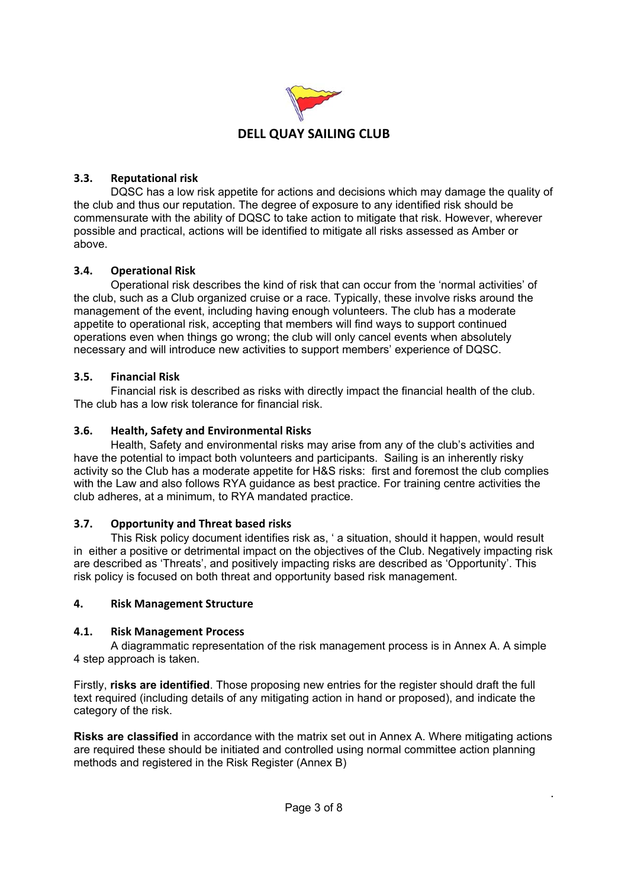**DELL QUAY SAILING CLUB**

### 3.3. Reputational risk

DQSC has a low risk appetite for actions and decisions which may damage the quality of the club and thus our reputation. The degree of exposure to any identified risk should be commensurate with the ability of DQSC to take action to mitigate that risk. However, wherever possible and practical, actions will be identified to mitigate all risks assessed as Amber or above.

### 3.4. Operational Risk

Operational risk describes the kind of risk that can occur from the 'normal activities' of the club, such as a Club organized cruise or a race. Typically, these involve risks around the management of the event, including having enough volunteers. The club has a moderate appetite to operational risk, accepting that members will find ways to support continued operations even when things go wrong; the club will only cancel events when absolutely necessary and will introduce new activities to support members' experience of DQSC.

### 3.5. Financial Risk

Financial risk is described as risks with directly impact the financial health of the club. The club has a low risk tolerance for financial risk.

### 3.6. Health, Safety and Environmental Risks

Health, Safety and environmental risks may arise from any of the club's activities and have the potential to impact both volunteers and participants. Sailing is an inherently risky activity so the Club has a moderate appetite for H&S risks: first and foremost the club complies with the Law and also follows RYA guidance as best practice. For training centre activities the club adheres, at a minimum, to RYA mandated practice.

### 3.7. Opportunity and Threat based risks

This Risk policy document identifies risk as, ' a situation, should it happen, would result in either a positive or detrimental impact on the objectives of the Club. Negatively impacting risk are described as 'Threats', and positively impacting risks are described as 'Opportunity'. This risk policy is focused on both threat and opportunity based risk management.

## 4. Risk Management Structure

### 4.1. Risk Management Process

A diagrammatic representation of the risk management process is in Annex A. A simple 4 step approach is taken.

Firstly, **risks are identified**. Those proposing new entries for the register should draft the full text required (including details of any mitigating action in hand or proposed), and indicate the category of the risk.

**Risks are classified** in accordance with the matrix set out in Annex A. Where mitigating actions are required these should be initiated and controlled using normal committee action planning methods and registered in the Risk Register (Annex B)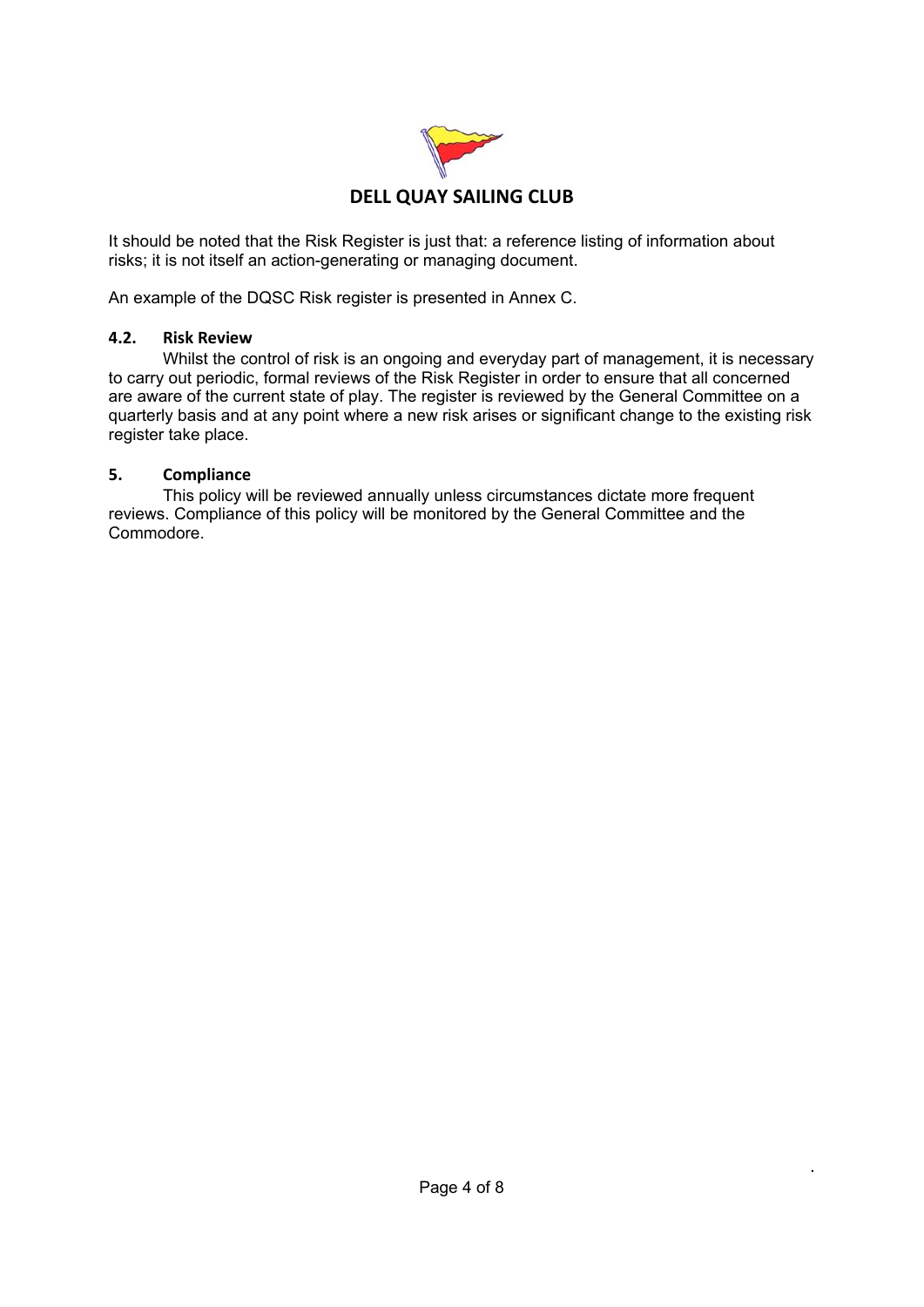It should be noted that the Risk Register is just that: a reference listing of information about risks; it is not itself an action-generating or managing document.

An example of the DQSC Risk register is presented in Annex C.

### 4.2. Risk Review

Whilst the control of risk is an ongoing and everyday part of management, it is necessary to carry out periodic, formal reviews of the Risk Register in order to ensure that all concerned are aware of the current state of play. The register is reviewed by the General Committee on a quarterly basis and at any point where a new risk arises or significant change to the existing risk register take place.

## 5. Compliance

This policy will be reviewed annually unless circumstances dictate more frequent reviews. Compliance of this policy will be monitored by the General Committee and the Commodore.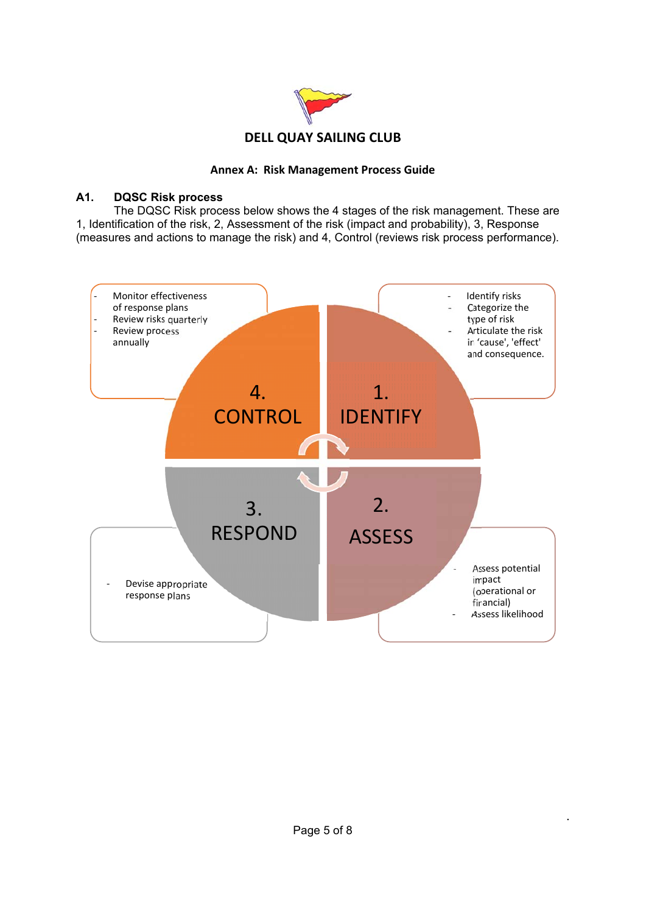# DELL QUAY SAILING CLUB

## Annex A: Risk Management Process Guide

### A1. DQSC Risk process

The DQSC Risk process below shows the 4 stages of the risk management. These are 1, Identification of the risk, 2, Assessment of the risk (impact and probability), 3, Response (measures and actions to manage the risk) and 4, Control (reviews risk process performance).

**1. IDENTIFY**

- Identify risks
- Categorize the type of risk
- Articulate the risk in 'cause', 'effect' and consequence.

**2. ASSESS**

- Assess potential impact (operational or financial)
- Assess likelihood

**3. RESPOND**

- Devise appropriate response plans

**4. CONTROL**

- Monitor effectiveness of response plans
- Review risks quarterly
- Review process annually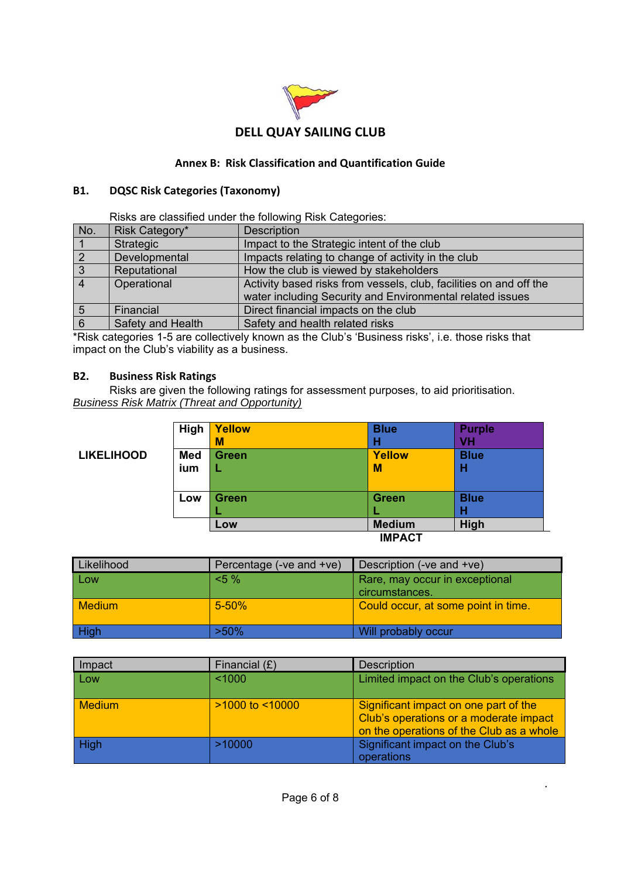# DELL QUAY SAILING CLUB

## Annex B: Risk Classification and Quantification Guide

### B1. DQSC Risk Categories (Taxonomy)

Risks are classified under the following Risk Categories:

| No. | Risk Category* | Description |
|---|---|---|
| 1 | Strategic | Impact to the Strategic intent of the club |
| 2 | Developmental | Impacts relating to change of activity in the club |
| 3 | Reputational | How the club is viewed by stakeholders |
| 4 | Operational | Activity based risks from vessels, club, facilities on and off the water including Security and Environmental related issues |
| 5 | Financial | Direct financial impacts on the club |
| 6 | Safety and Health | Safety and health related risks |

*Risk categories 1-5 are collectively known as the Club's 'Business risks', i.e. those risks that impact on the Club's viability as a business.

### B2. Business Risk Ratings

Risks are given the following ratings for assessment purposes, to aid prioritisation.

*Business Risk Matrix (Threat and Opportunity)*

| LIKELIHOOD | | IMPACT: Low | IMPACT: Medium | IMPACT: High |
|---|---|---|---|---|
| | High | Yellow M | Blue H | Purple VH |
| | Medium | Green L | Yellow M | Blue H |
| | Low | Green L | Green L | Blue H |

| Likelihood | Percentage (-ve and +ve) | Description (-ve and +ve) |
|---|---|---|
| Low | <5 % | Rare, may occur in exceptional circumstances. |
| Medium | 5-50% | Could occur, at some point in time. |
| High | >50% | Will probably occur |

| Impact | Financial (£) | Description |
|---|---|---|
| Low | <1000 | Limited impact on the Club's operations |
| Medium | >1000 to <10000 | Significant impact on one part of the Club's operations or a moderate impact on the operations of the Club as a whole |
| High | >10000 | Significant impact on the Club's operations |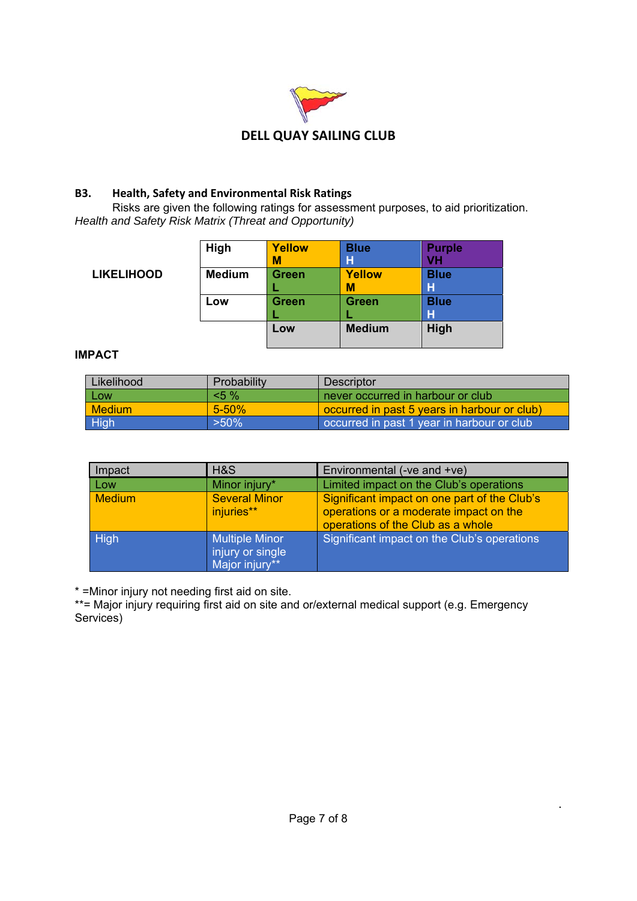**DELL QUAY SAILING CLUB**

## B3. Health, Safety and Environmental Risk Ratings

Risks are given the following ratings for assessment purposes, to aid prioritization.

*Health and Safety Risk Matrix (Threat and Opportunity)*

| **LIKELIHOOD** | | | | |
|---|---|---|---|---|
| | **High** | **Yellow M** | **Blue H** | **Purple VH** |
| | **Medium** | **Green L** | **Yellow M** | **Blue H** |
| | **Low** | **Green L** | **Green L** | **Blue H** |
| | | **Low** | **Medium** | **High** |

**IMPACT**

| Likelihood | Probability | Descriptor |
|---|---|---|
| Low | <5 % | never occurred in harbour or club |
| Medium | 5-50% | occurred in past 5 years in harbour or club) |
| High | >50% | occurred in past 1 year in harbour or club |

| Impact | H&S | Environmental (-ve and +ve) |
|---|---|---|
| Low | Minor injury* | Limited impact on the Club's operations |
| Medium | Several Minor injuries** | Significant impact on one part of the Club's operations or a moderate impact on the operations of the Club as a whole |
| High | Multiple Minor injury or single Major injury** | Significant impact on the Club's operations |

* =Minor injury not needing first aid on site.

**= Major injury requiring first aid on site and or/external medical support (e.g. Emergency Services)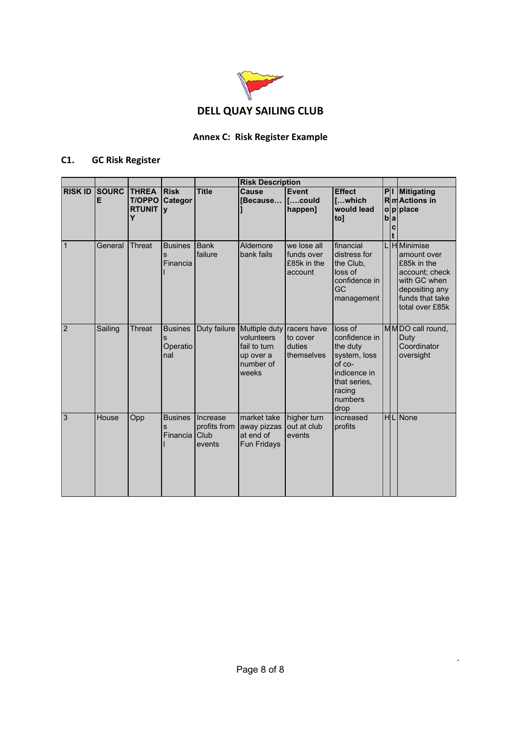# DELL QUAY SAILING CLUB

## Annex C: Risk Register Example

### C1. GC Risk Register

| | | | | | Risk Description | | | | | |
|---|---|---|---|---|---|---|---|---|---|---|
| **RISK ID** | **SOURCE** | **THREAT/OPPORTUNITY** | **Risk Category** | **Title** | **Cause [Because…]** | **Event […could happen]** | **Effect […which would lead to]** | **Prob** | **Impact** | **Mitigating Actions in place** |
| 1 | General | Threat | Business Financial | Bank failure | Aldemore bank fails | we lose all funds over £85k in the account | financial distress for the Club, loss of confidence in GC management | L | H | Minimise amount over £85k in the account; check with GC when depositing any funds that take total over £85k |
| 2 | Sailing | Threat | Business Operational | Duty failure | Multiple duty volunteers fail to turn up over a number of weeks | racers have to cover duties themselves | loss of confidence in the duty system, loss of co-indicence in that series, racing numbers drop | M | M | DO call round, Duty Coordinator oversight |
| 3 | House | Opp | Business Financial | Increase profits from Club events | market take away pizzas at end of Fun Fridays | higher turn out at club events | increased profits | H | L | None |